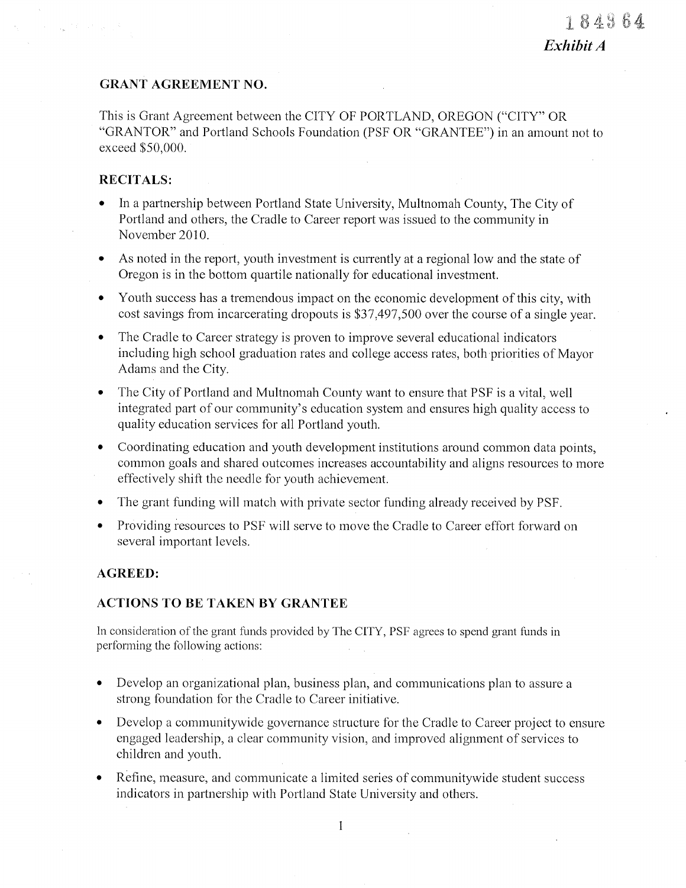184964

*Exhibit A*

**GRANT AGREEMENT NO.**

This is Grant Agreement between the CITY OF PORTLAND, OREGON ("CITY" OR "GRANTOR" and Portland Schools Foundation (PSF OR "GRANTEE") in an amount not to exceed $50,000.

**RECITALS:**

- In a partnership between Portland State University, Multnomah County, The City of Portland and others, the Cradle to Career report was issued to the community in November 2010.
- As noted in the report, youth investment is currently at a regional low and the state of Oregon is in the bottom quartile nationally for educational investment.
- Youth success has a tremendous impact on the economic development of this city, with cost savings from incarcerating dropouts is $37,497,500 over the course of a single year.
- The Cradle to Career strategy is proven to improve several educational indicators including high school graduation rates and college access rates, both priorities of Mayor Adams and the City.
- The City of Portland and Multnomah County want to ensure that PSF is a vital, well integrated part of our community's education system and ensures high quality access to quality education services for all Portland youth.
- Coordinating education and youth development institutions around common data points, common goals and shared outcomes increases accountability and aligns resources to more effectively shift the needle for youth achievement.
- The grant funding will match with private sector funding already received by PSF.
- Providing resources to PSF will serve to move the Cradle to Career effort forward on several important levels.

**AGREED:**

**ACTIONS TO BE TAKEN BY GRANTEE**

In consideration of the grant funds provided by The CITY, PSF agrees to spend grant funds in performing the following actions:

- Develop an organizational plan, business plan, and communications plan to assure a strong foundation for the Cradle to Career initiative.
- Develop a communitywide governance structure for the Cradle to Career project to ensure engaged leadership, a clear community vision, and improved alignment of services to children and youth.
- Refine, measure, and communicate a limited series of communitywide student success indicators in partnership with Portland State University and others.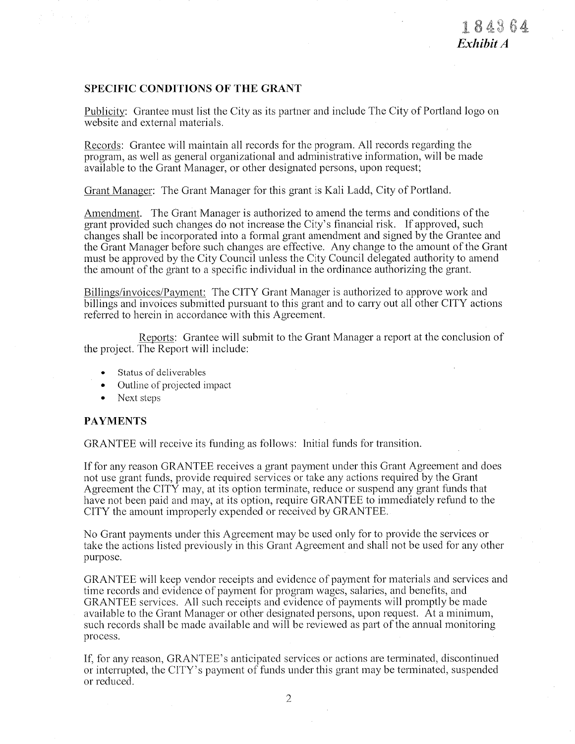184364
*Exhibit A*

## SPECIFIC CONDITIONS OF THE GRANT

Publicity: Grantee must list the City as its partner and include The City of Portland logo on website and external materials.

Records: Grantee will maintain all records for the program. All records regarding the program, as well as general organizational and administrative information, will be made available to the Grant Manager, or other designated persons, upon request;

Grant Manager: The Grant Manager for this grant is Kali Ladd, City of Portland.

Amendment. The Grant Manager is authorized to amend the terms and conditions of the grant provided such changes do not increase the City's financial risk. If approved, such changes shall be incorporated into a formal grant amendment and signed by the Grantee and the Grant Manager before such changes are effective. Any change to the amount of the Grant must be approved by the City Council unless the City Council delegated authority to amend the amount of the grant to a specific individual in the ordinance authorizing the grant.

Billings/invoices/Payment: The CITY Grant Manager is authorized to approve work and billings and invoices submitted pursuant to this grant and to carry out all other CITY actions referred to herein in accordance with this Agreement.

Reports: Grantee will submit to the Grant Manager a report at the conclusion of the project. The Report will include:

- Status of deliverables
- Outline of projected impact
- Next steps

## PAYMENTS

GRANTEE will receive its funding as follows: Initial funds for transition.

If for any reason GRANTEE receives a grant payment under this Grant Agreement and does not use grant funds, provide required services or take any actions required by the Grant Agreement the CITY may, at its option terminate, reduce or suspend any grant funds that have not been paid and may, at its option, require GRANTEE to immediately refund to the CITY the amount improperly expended or received by GRANTEE.

No Grant payments under this Agreement may be used only for to provide the services or take the actions listed previously in this Grant Agreement and shall not be used for any other purpose.

GRANTEE will keep vendor receipts and evidence of payment for materials and services and time records and evidence of payment for program wages, salaries, and benefits, and GRANTEE services. All such receipts and evidence of payments will promptly be made available to the Grant Manager or other designated persons, upon request. At a minimum, such records shall be made available and will be reviewed as part of the annual monitoring process.

If, for any reason, GRANTEE's anticipated services or actions are terminated, discontinued or interrupted, the CITY's payment of funds under this grant may be terminated, suspended or reduced.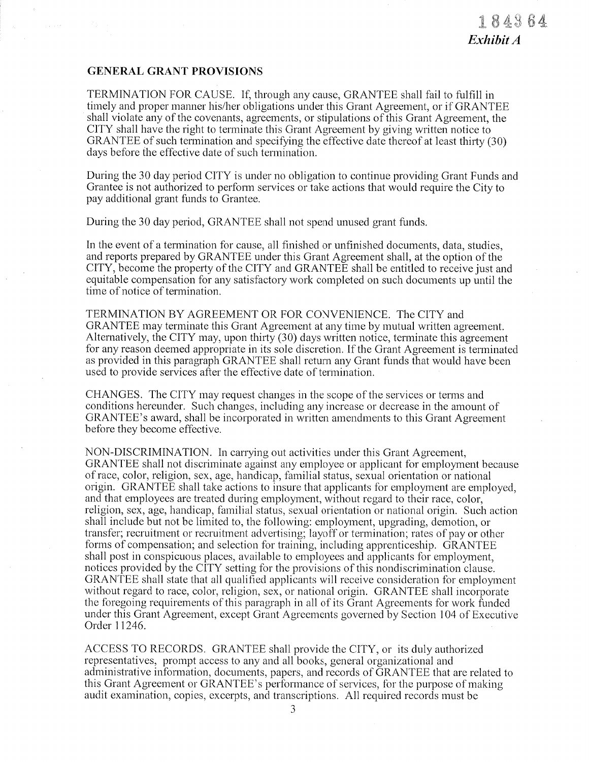184364

*Exhibit A*

**GENERAL GRANT PROVISIONS**

TERMINATION FOR CAUSE. If, through any cause, GRANTEE shall fail to fulfill in timely and proper manner his/her obligations under this Grant Agreement, or if GRANTEE shall violate any of the covenants, agreements, or stipulations of this Grant Agreement, the CITY shall have the right to terminate this Grant Agreement by giving written notice to GRANTEE of such termination and specifying the effective date thereof at least thirty (30) days before the effective date of such termination.

During the 30 day period CITY is under no obligation to continue providing Grant Funds and Grantee is not authorized to perform services or take actions that would require the City to pay additional grant funds to Grantee.

During the 30 day period, GRANTEE shall not spend unused grant funds.

In the event of a termination for cause, all finished or unfinished documents, data, studies, and reports prepared by GRANTEE under this Grant Agreement shall, at the option of the CITY, become the property of the CITY and GRANTEE shall be entitled to receive just and equitable compensation for any satisfactory work completed on such documents up until the time of notice of termination.

TERMINATION BY AGREEMENT OR FOR CONVENIENCE. The CITY and GRANTEE may terminate this Grant Agreement at any time by mutual written agreement. Alternatively, the CITY may, upon thirty (30) days written notice, terminate this agreement for any reason deemed appropriate in its sole discretion. If the Grant Agreement is terminated as provided in this paragraph GRANTEE shall return any Grant funds that would have been used to provide services after the effective date of termination.

CHANGES. The CITY may request changes in the scope of the services or terms and conditions hereunder. Such changes, including any increase or decrease in the amount of GRANTEE's award, shall be incorporated in written amendments to this Grant Agreement before they become effective.

NON-DISCRIMINATION. In carrying out activities under this Grant Agreement, GRANTEE shall not discriminate against any employee or applicant for employment because of race, color, religion, sex, age, handicap, familial status, sexual orientation or national origin. GRANTEE shall take actions to insure that applicants for employment are employed, and that employees are treated during employment, without regard to their race, color, religion, sex, age, handicap, familial status, sexual orientation or national origin. Such action shall include but not be limited to, the following: employment, upgrading, demotion, or transfer; recruitment or recruitment advertising; layoff or termination; rates of pay or other forms of compensation; and selection for training, including apprenticeship. GRANTEE shall post in conspicuous places, available to employees and applicants for employment, notices provided by the CITY setting for the provisions of this nondiscrimination clause. GRANTEE shall state that all qualified applicants will receive consideration for employment without regard to race, color, religion, sex, or national origin. GRANTEE shall incorporate the foregoing requirements of this paragraph in all of its Grant Agreements for work funded under this Grant Agreement, except Grant Agreements governed by Section 104 of Executive Order 11246.

ACCESS TO RECORDS. GRANTEE shall provide the CITY, or its duly authorized representatives, prompt access to any and all books, general organizational and administrative information, documents, papers, and records of GRANTEE that are related to this Grant Agreement or GRANTEE's performance of services, for the purpose of making audit examination, copies, excerpts, and transcriptions. All required records must be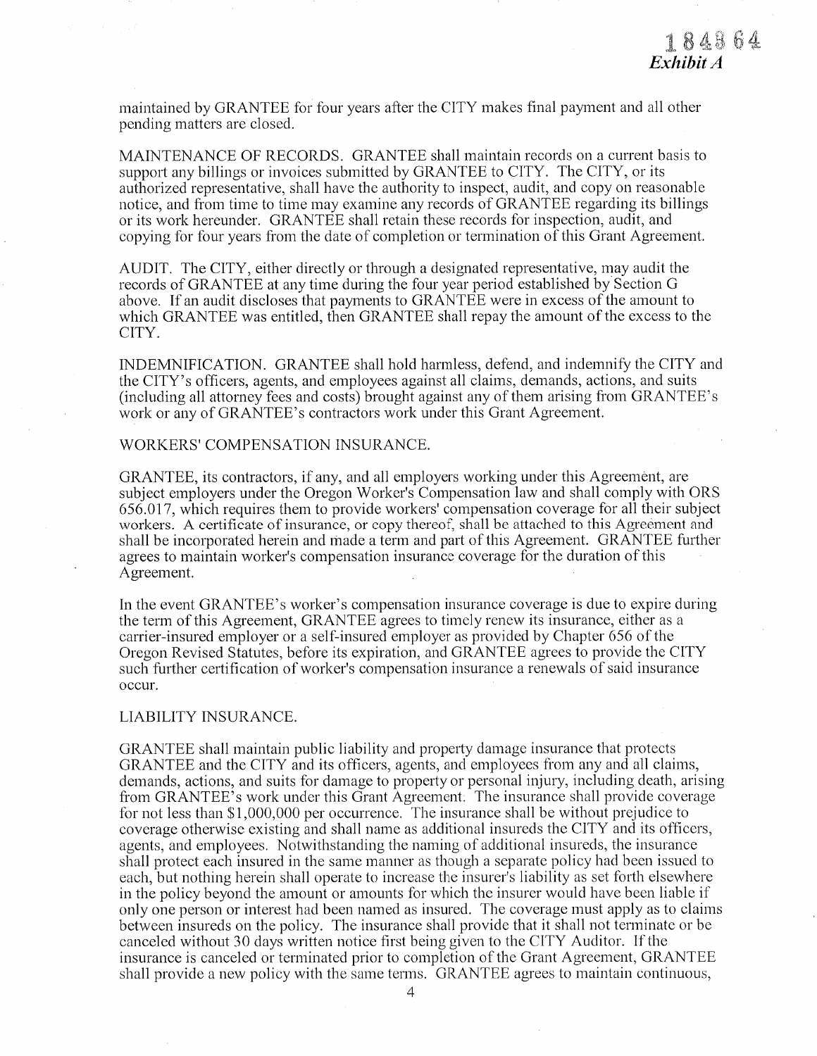maintained by GRANTEE for four years after the CITY makes final payment and all other pending matters are closed.

MAINTENANCE OF RECORDS. GRANTEE shall maintain records on a current basis to support any billings or invoices submitted by GRANTEE to CITY. The CITY, or its authorized representative, shall have the authority to inspect, audit, and copy on reasonable notice, and from time to time may examine any records of GRANTEE regarding its billings or its work hereunder. GRANTEE shall retain these records for inspection, audit, and copying for four years from the date of completion or termination of this Grant Agreement.

AUDIT. The CITY, either directly or through a designated representative, may audit the records of GRANTEE at any time during the four year period established by Section G above. If an audit discloses that payments to GRANTEE were in excess of the amount to which GRANTEE was entitled, then GRANTEE shall repay the amount of the excess to the CITY.

INDEMNIFICATION. GRANTEE shall hold harmless, defend, and indemnify the CITY and the CITY's officers, agents, and employees against all claims, demands, actions, and suits (including all attorney fees and costs) brought against any of them arising from GRANTEE's work or any of GRANTEE's contractors work under this Grant Agreement.

WORKERS' COMPENSATION INSURANCE.

GRANTEE, its contractors, if any, and all employers working under this Agreement, are subject employers under the Oregon Worker's Compensation law and shall comply with ORS 656.017, which requires them to provide workers' compensation coverage for all their subject workers. A certificate of insurance, or copy thereof, shall be attached to this Agreement and shall be incorporated herein and made a term and part of this Agreement. GRANTEE further agrees to maintain worker's compensation insurance coverage for the duration of this Agreement.

In the event GRANTEE's worker's compensation insurance coverage is due to expire during the term of this Agreement, GRANTEE agrees to timely renew its insurance, either as a carrier-insured employer or a self-insured employer as provided by Chapter 656 of the Oregon Revised Statutes, before its expiration, and GRANTEE agrees to provide the CITY such further certification of worker's compensation insurance a renewals of said insurance occur.

LIABILITY INSURANCE.

GRANTEE shall maintain public liability and property damage insurance that protects GRANTEE and the CITY and its officers, agents, and employees from any and all claims, demands, actions, and suits for damage to property or personal injury, including death, arising from GRANTEE's work under this Grant Agreement. The insurance shall provide coverage for not less than $1,000,000 per occurrence. The insurance shall be without prejudice to coverage otherwise existing and shall name as additional insureds the CITY and its officers, agents, and employees. Notwithstanding the naming of additional insureds, the insurance shall protect each insured in the same manner as though a separate policy had been issued to each, but nothing herein shall operate to increase the insurer's liability as set forth elsewhere in the policy beyond the amount or amounts for which the insurer would have been liable if only one person or interest had been named as insured. The coverage must apply as to claims between insureds on the policy. The insurance shall provide that it shall not terminate or be canceled without 30 days written notice first being given to the CITY Auditor. If the insurance is canceled or terminated prior to completion of the Grant Agreement, GRANTEE shall provide a new policy with the same terms. GRANTEE agrees to maintain continuous,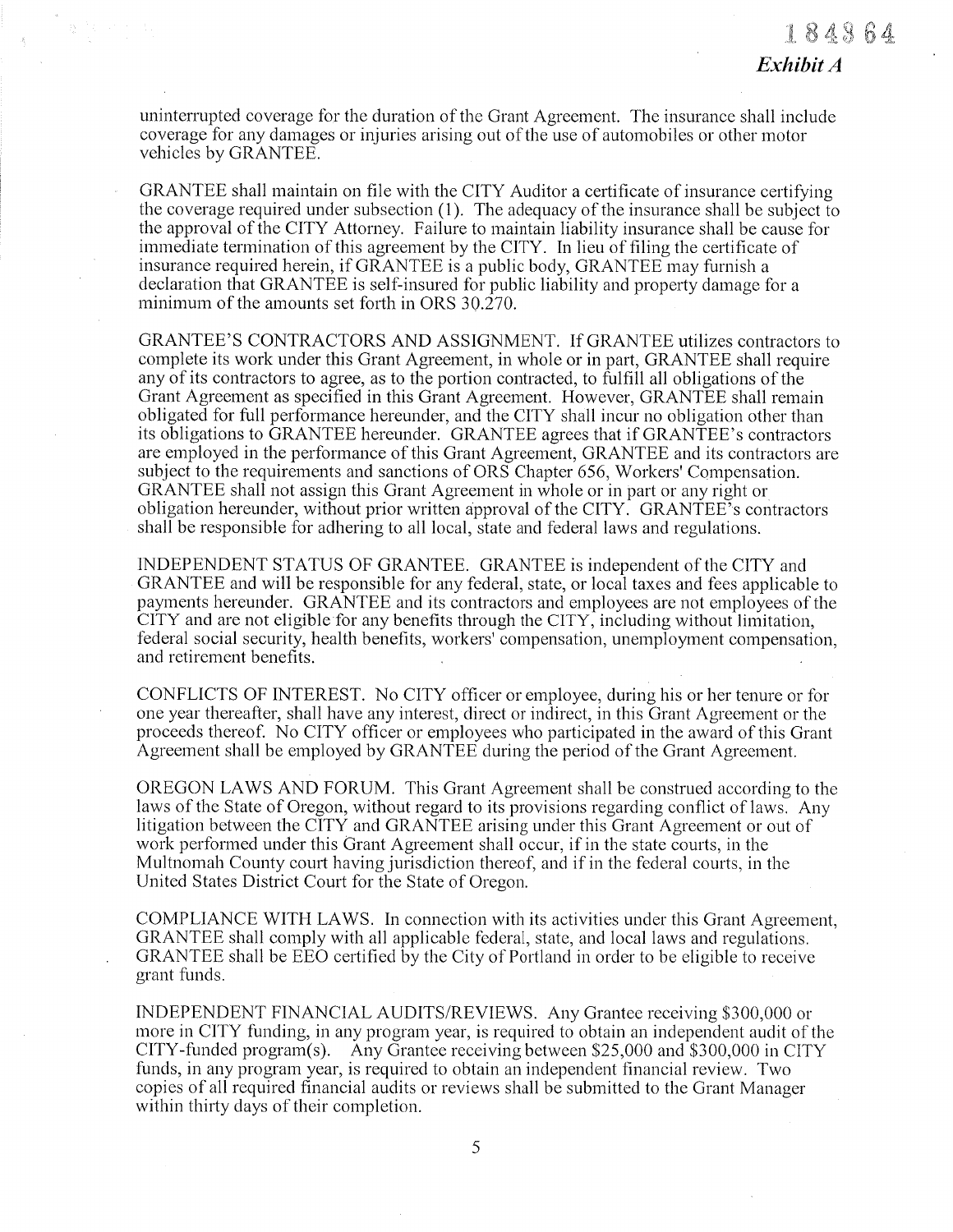uninterrupted coverage for the duration of the Grant Agreement. The insurance shall include coverage for any damages or injuries arising out of the use of automobiles or other motor vehicles by GRANTEE.

GRANTEE shall maintain on file with the CITY Auditor a certificate of insurance certifying the coverage required under subsection (1). The adequacy of the insurance shall be subject to the approval of the CITY Attorney. Failure to maintain liability insurance shall be cause for immediate termination of this agreement by the CITY. In lieu of filing the certificate of insurance required herein, if GRANTEE is a public body, GRANTEE may furnish a declaration that GRANTEE is self-insured for public liability and property damage for a minimum of the amounts set forth in ORS 30.270.

GRANTEE'S CONTRACTORS AND ASSIGNMENT. If GRANTEE utilizes contractors to complete its work under this Grant Agreement, in whole or in part, GRANTEE shall require any of its contractors to agree, as to the portion contracted, to fulfill all obligations of the Grant Agreement as specified in this Grant Agreement. However, GRANTEE shall remain obligated for full performance hereunder, and the CITY shall incur no obligation other than its obligations to GRANTEE hereunder. GRANTEE agrees that if GRANTEE's contractors are employed in the performance of this Grant Agreement, GRANTEE and its contractors are subject to the requirements and sanctions of ORS Chapter 656, Workers' Compensation. GRANTEE shall not assign this Grant Agreement in whole or in part or any right or obligation hereunder, without prior written approval of the CITY. GRANTEE's contractors shall be responsible for adhering to all local, state and federal laws and regulations.

INDEPENDENT STATUS OF GRANTEE. GRANTEE is independent of the CITY and GRANTEE and will be responsible for any federal, state, or local taxes and fees applicable to payments hereunder. GRANTEE and its contractors and employees are not employees of the CITY and are not eligible for any benefits through the CITY, including without limitation, federal social security, health benefits, workers' compensation, unemployment compensation, and retirement benefits.

CONFLICTS OF INTEREST. No CITY officer or employee, during his or her tenure or for one year thereafter, shall have any interest, direct or indirect, in this Grant Agreement or the proceeds thereof. No CITY officer or employees who participated in the award of this Grant Agreement shall be employed by GRANTEE during the period of the Grant Agreement.

OREGON LAWS AND FORUM. This Grant Agreement shall be construed according to the laws of the State of Oregon, without regard to its provisions regarding conflict of laws. Any litigation between the CITY and GRANTEE arising under this Grant Agreement or out of work performed under this Grant Agreement shall occur, if in the state courts, in the Multnomah County court having jurisdiction thereof, and if in the federal courts, in the United States District Court for the State of Oregon.

COMPLIANCE WITH LAWS. In connection with its activities under this Grant Agreement, GRANTEE shall comply with all applicable federal, state, and local laws and regulations. GRANTEE shall be EEO certified by the City of Portland in order to be eligible to receive grant funds.

INDEPENDENT FINANCIAL AUDITS/REVIEWS. Any Grantee receiving $300,000 or more in CITY funding, in any program year, is required to obtain an independent audit of the CITY-funded program(s). Any Grantee receiving between $25,000 and $300,000 in CITY funds, in any program year, is required to obtain an independent financial review. Two copies of all required financial audits or reviews shall be submitted to the Grant Manager within thirty days of their completion.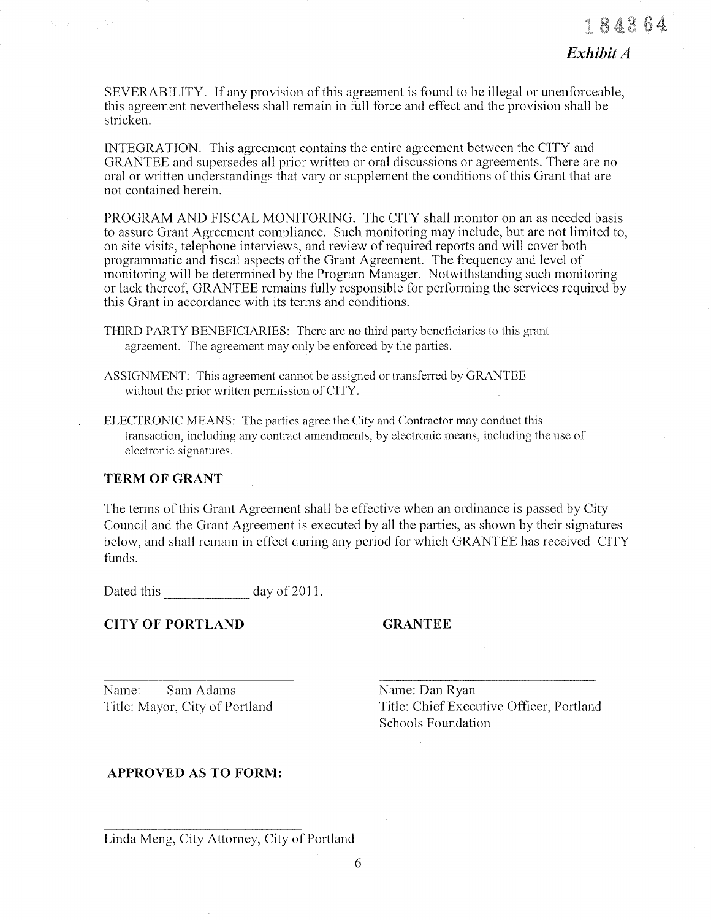184364

*Exhibit A*

SEVERABILITY. If any provision of this agreement is found to be illegal or unenforceable, this agreement nevertheless shall remain in full force and effect and the provision shall be stricken.

INTEGRATION. This agreement contains the entire agreement between the CITY and GRANTEE and supersedes all prior written or oral discussions or agreements. There are no oral or written understandings that vary or supplement the conditions of this Grant that are not contained herein.

PROGRAM AND FISCAL MONITORING. The CITY shall monitor on an as needed basis to assure Grant Agreement compliance. Such monitoring may include, but are not limited to, on site visits, telephone interviews, and review of required reports and will cover both programmatic and fiscal aspects of the Grant Agreement. The frequency and level of monitoring will be determined by the Program Manager. Notwithstanding such monitoring or lack thereof, GRANTEE remains fully responsible for performing the services required by this Grant in accordance with its terms and conditions.

THIRD PARTY BENEFICIARIES: There are no third party beneficiaries to this grant agreement. The agreement may only be enforced by the parties.

ASSIGNMENT: This agreement cannot be assigned or transferred by GRANTEE without the prior written permission of CITY.

ELECTRONIC MEANS: The parties agree the City and Contractor may conduct this transaction, including any contract amendments, by electronic means, including the use of electronic signatures.

**TERM OF GRANT**

The terms of this Grant Agreement shall be effective when an ordinance is passed by City Council and the Grant Agreement is executed by all the parties, as shown by their signatures below, and shall remain in effect during any period for which GRANTEE has received CITY funds.

Dated this ____________ day of 2011.

**CITY OF PORTLAND**

______________________________

Name: Sam Adams
Title: Mayor, City of Portland

**GRANTEE**

______________________________

Name: Dan Ryan
Title: Chief Executive Officer, Portland Schools Foundation

**APPROVED AS TO FORM:**

______________________________

Linda Meng, City Attorney, City of Portland